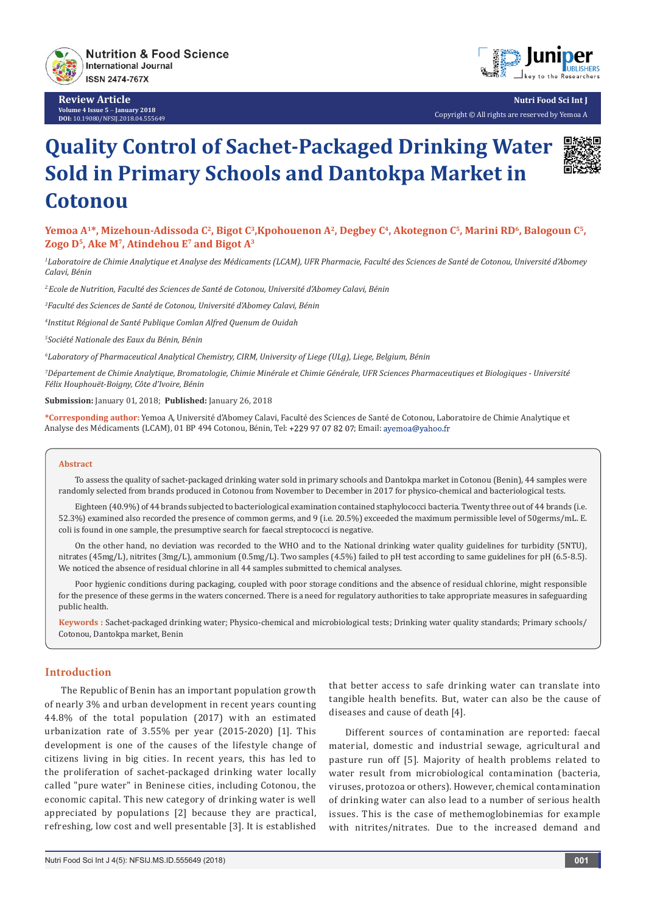Review Article
Volume 4 Issue 5 – January 2018
DOI: 10.19080/NFSIJ.2018.04.555649

Copyright © All rights are reserved by Yemoa A

# Quality Control of Sachet-Packaged Drinking Water Sold in Primary Schools and Dantokpa Market in Cotonou

**Yemoa A[1]*, Mizehoun-Adissoda C[2], Bigot C[3], Kpohouenon A[2], Degbey C[4], Akotegnon C[5], Marini RD[6], Balogoun C[5], Zogo D[5], Ake M[7], Atindehou E[7] and Bigot A[3]**

[1]*Laboratoire de Chimie Analytique et Analyse des Médicaments (LCAM), UFR Pharmacie, Faculté des Sciences de Santé de Cotonou, Université d'Abomey Calavi, Bénin*

[2]*Ecole de Nutrition, Faculté des Sciences de Santé de Cotonou, Université d'Abomey Calavi, Bénin*

[3]*Faculté des Sciences de Santé de Cotonou, Université d'Abomey Calavi, Bénin*

[4]*Institut Régional de Santé Publique Comlan Alfred Quenum de Ouidah*

[5]*Société Nationale des Eaux du Bénin, Bénin*

[6]*Laboratory of Pharmaceutical Analytical Chemistry, CIRM, University of Liege (ULg), Liege, Belgium, Bénin*

[7]*Département de Chimie Analytique, Bromatologie, Chimie Minérale et Chimie Générale, UFR Sciences Pharmaceutiques et Biologiques - Université Félix Houphouët-Boigny, Côte d'Ivoire, Bénin*

**Submission:** January 01, 2018; **Published:** January 26, 2018

***Corresponding author:** Yemoa A, Université d'Abomey Calavi, Faculté des Sciences de Santé de Cotonou, Laboratoire de Chimie Analytique et Analyse des Médicaments (LCAM), 01 BP 494 Cotonou, Bénin, Tel: +229 97 07 82 07; Email: ayemoa@yahoo.fr

## Abstract

To assess the quality of sachet-packaged drinking water sold in primary schools and Dantokpa market in Cotonou (Benin), 44 samples were randomly selected from brands produced in Cotonou from November to December in 2017 for physico-chemical and bacteriological tests.

Eighteen (40.9%) of 44 brands subjected to bacteriological examination contained staphylococci bacteria. Twenty three out of 44 brands (i.e. 52.3%) examined also recorded the presence of common germs, and 9 (i.e. 20.5%) exceeded the maximum permissible level of 50germs/mL. E. coli is found in one sample, the presumptive search for faecal streptococci is negative.

On the other hand, no deviation was recorded to the WHO and to the National drinking water quality guidelines for turbidity (5NTU), nitrates (45mg/L), nitrites (3mg/L), ammonium (0.5mg/L). Two samples (4.5%) failed to pH test according to same guidelines for pH (6.5-8.5). We noticed the absence of residual chlorine in all 44 samples submitted to chemical analyses.

Poor hygienic conditions during packaging, coupled with poor storage conditions and the absence of residual chlorine, might responsible for the presence of these germs in the waters concerned. There is a need for regulatory authorities to take appropriate measures in safeguarding public health.

**Keywords :** Sachet-packaged drinking water; Physico-chemical and microbiological tests; Drinking water quality standards; Primary schools/ Cotonou, Dantokpa market, Benin

## Introduction

The Republic of Benin has an important population growth of nearly 3% and urban development in recent years counting 44.8% of the total population (2017) with an estimated urbanization rate of 3.55% per year (2015-2020) [1]. This development is one of the causes of the lifestyle change of citizens living in big cities. In recent years, this has led to the proliferation of sachet-packaged drinking water locally called "pure water" in Beninese cities, including Cotonou, the economic capital. This new category of drinking water is well appreciated by populations [2] because they are practical, refreshing, low cost and well presentable [3]. It is established that better access to safe drinking water can translate into tangible health benefits. But, water can also be the cause of diseases and cause of death [4].

Different sources of contamination are reported: faecal material, domestic and industrial sewage, agricultural and pasture run off [5]. Majority of health problems related to water result from microbiological contamination (bacteria, viruses, protozoa or others). However, chemical contamination of drinking water can also lead to a number of serious health issues. This is the case of methemoglobinemias for example with nitrites/nitrates. Due to the increased demand and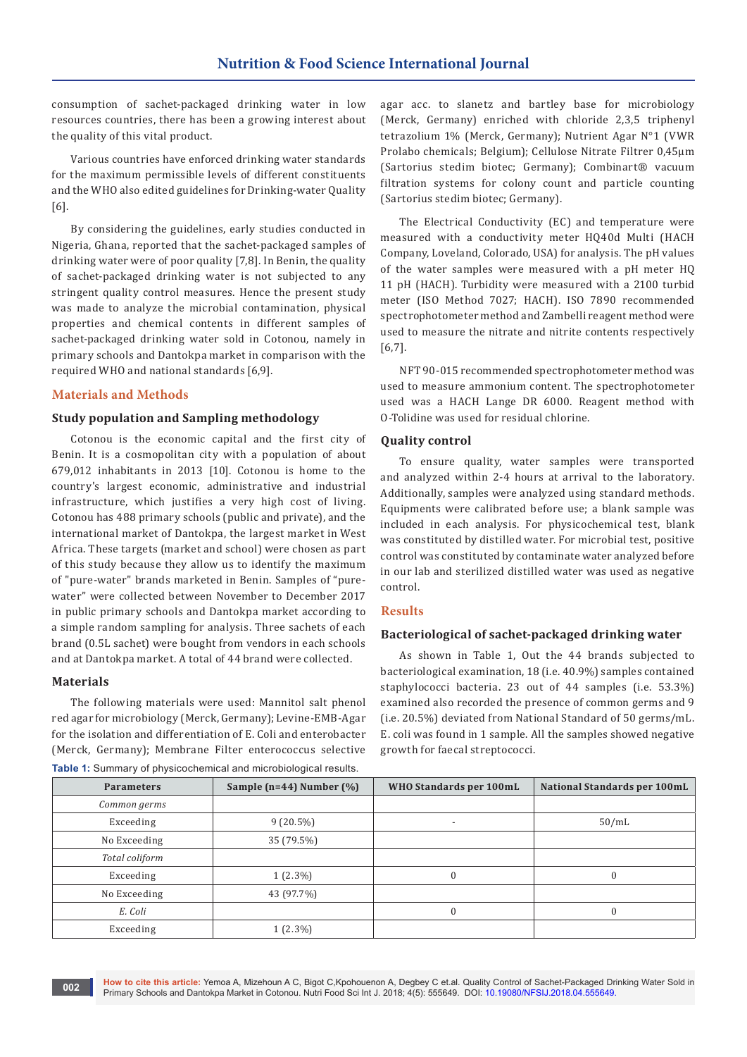consumption of sachet-packaged drinking water in low resources countries, there has been a growing interest about the quality of this vital product.

Various countries have enforced drinking water standards for the maximum permissible levels of different constituents and the WHO also edited guidelines for Drinking-water Quality [6].

By considering the guidelines, early studies conducted in Nigeria, Ghana, reported that the sachet-packaged samples of drinking water were of poor quality [7,8]. In Benin, the quality of sachet-packaged drinking water is not subjected to any stringent quality control measures. Hence the present study was made to analyze the microbial contamination, physical properties and chemical contents in different samples of sachet-packaged drinking water sold in Cotonou, namely in primary schools and Dantokpa market in comparison with the required WHO and national standards [6,9].

## Materials and Methods

### Study population and Sampling methodology

Cotonou is the economic capital and the first city of Benin. It is a cosmopolitan city with a population of about 679,012 inhabitants in 2013 [10]. Cotonou is home to the country's largest economic, administrative and industrial infrastructure, which justifies a very high cost of living. Cotonou has 488 primary schools (public and private), and the international market of Dantokpa, the largest market in West Africa. These targets (market and school) were chosen as part of this study because they allow us to identify the maximum of "pure-water" brands marketed in Benin. Samples of "pure-water" were collected between November to December 2017 in public primary schools and Dantokpa market according to a simple random sampling for analysis. Three sachets of each brand (0.5L sachet) were bought from vendors in each schools and at Dantokpa market. A total of 44 brand were collected.

### Materials

The following materials were used: Mannitol salt phenol red agar for microbiology (Merck, Germany); Levine-EMB-Agar for the isolation and differentiation of E. Coli and enterobacter (Merck, Germany); Membrane Filter enterococcus selective agar acc. to slanetz and bartley base for microbiology (Merck, Germany) enriched with chloride 2,3,5 triphenyl tetrazolium 1% (Merck, Germany); Nutrient Agar N°1 (VWR Prolabo chemicals; Belgium); Cellulose Nitrate Filtrer 0,45µm (Sartorius stedim biotec; Germany); Combinart® vacuum filtration systems for colony count and particle counting (Sartorius stedim biotec; Germany).

The Electrical Conductivity (EC) and temperature were measured with a conductivity meter HQ40d Multi (HACH Company, Loveland, Colorado, USA) for analysis. The pH values of the water samples were measured with a pH meter HQ 11 pH (HACH). Turbidity were measured with a 2100 turbid meter (ISO Method 7027; HACH). ISO 7890 recommended spectrophotometer method and Zambelli reagent method were used to measure the nitrate and nitrite contents respectively [6,7].

NFT 90-015 recommended spectrophotometer method was used to measure ammonium content. The spectrophotometer used was a HACH Lange DR 6000. Reagent method with O-Tolidine was used for residual chlorine.

### Quality control

To ensure quality, water samples were transported and analyzed within 2-4 hours at arrival to the laboratory. Additionally, samples were analyzed using standard methods. Equipments were calibrated before use; a blank sample was included in each analysis. For physicochemical test, blank was constituted by distilled water. For microbial test, positive control was constituted by contaminate water analyzed before in our lab and sterilized distilled water was used as negative control.

## Results

### Bacteriological of sachet-packaged drinking water

As shown in Table 1, Out the 44 brands subjected to bacteriological examination, 18 (i.e. 40.9%) samples contained staphylococci bacteria. 23 out of 44 samples (i.e. 53.3%) examined also recorded the presence of common germs and 9 (i.e. 20.5%) deviated from National Standard of 50 germs/mL. E. coli was found in 1 sample. All the samples showed negative growth for faecal streptococci.

**Table 1:** Summary of physicochemical and microbiological results.

| Parameters | Sample (n=44) Number (%) | WHO Standards per 100mL | National Standards per 100mL |
|---|---|---|---|
| *Common germs* | | | |
| Exceeding | 9 (20.5%) | - | 50/mL |
| No Exceeding | 35 (79.5%) | | |
| *Total coliform* | | | |
| Exceeding | 1 (2.3%) | 0 | 0 |
| No Exceeding | 43 (97.7%) | | |
| *E. Coli* | | 0 | 0 |
| Exceeding | 1 (2.3%) | | |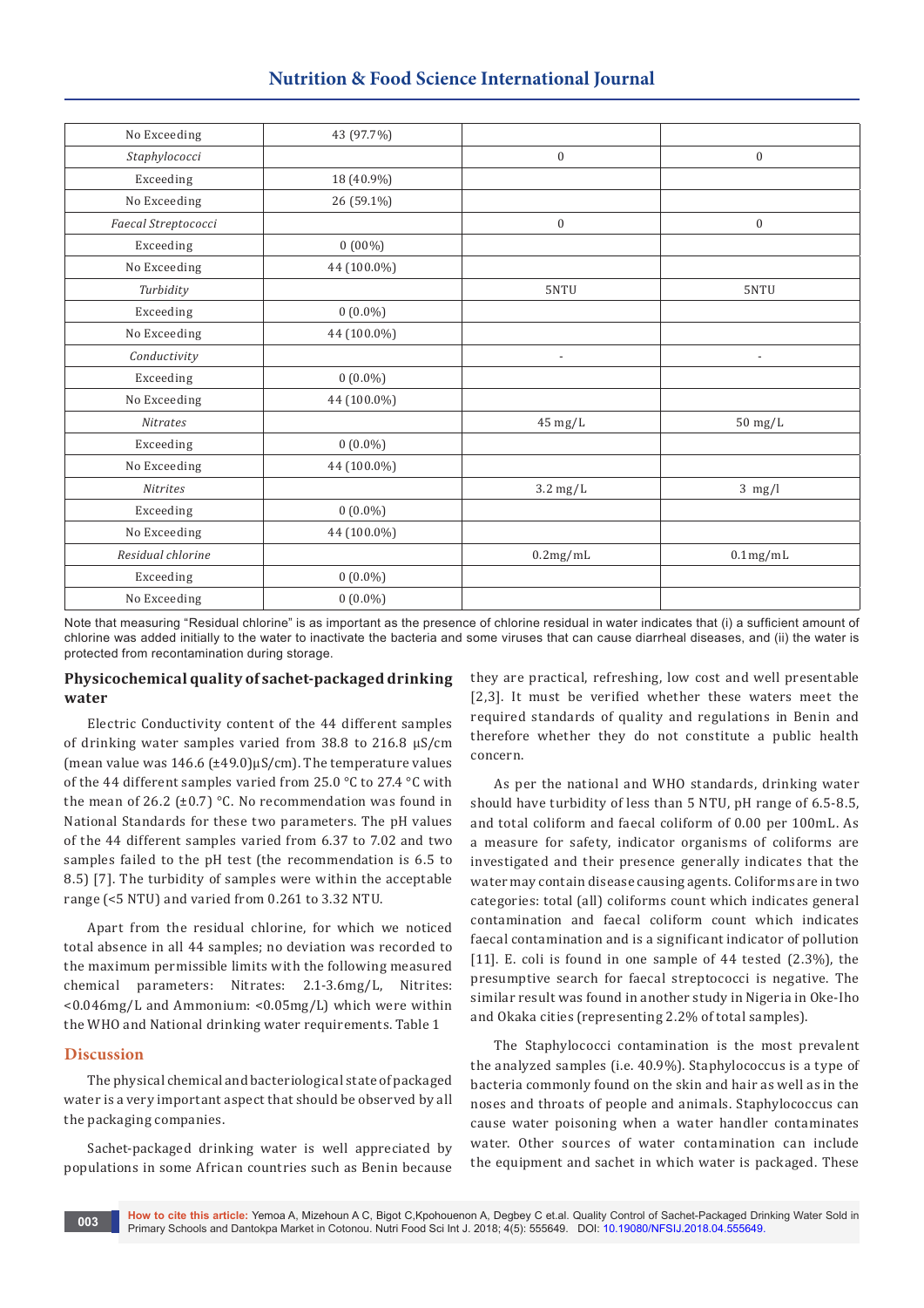| | | | |
|---|---|---|---|
| No Exceeding | 43 (97.7%) | | |
| *Staphylococci* | | 0 | 0 |
| Exceeding | 18 (40.9%) | | |
| No Exceeding | 26 (59.1%) | | |
| *Faecal Streptococci* | | 0 | 0 |
| Exceeding | 0 (00%) | | |
| No Exceeding | 44 (100.0%) | | |
| *Turbidity* | | 5NTU | 5NTU |
| Exceeding | 0 (0.0%) | | |
| No Exceeding | 44 (100.0%) | | |
| *Conductivity* | | - | - |
| Exceeding | 0 (0.0%) | | |
| No Exceeding | 44 (100.0%) | | |
| *Nitrates* | | 45 mg/L | 50 mg/L |
| Exceeding | 0 (0.0%) | | |
| No Exceeding | 44 (100.0%) | | |
| *Nitrites* | | 3.2 mg/L | 3 mg/l |
| Exceeding | 0 (0.0%) | | |
| No Exceeding | 44 (100.0%) | | |
| *Residual chlorine* | | 0.2mg/mL | 0.1mg/mL |
| Exceeding | 0 (0.0%) | | |
| No Exceeding | 0 (0.0%) | | |

Note that measuring "Residual chlorine" is as important as the presence of chlorine residual in water indicates that (i) a sufficient amount of chlorine was added initially to the water to inactivate the bacteria and some viruses that can cause diarrheal diseases, and (ii) the water is protected from recontamination during storage.

## Physicochemical quality of sachet-packaged drinking water

Electric Conductivity content of the 44 different samples of drinking water samples varied from 38.8 to 216.8 µS/cm (mean value was 146.6 (±49.0)µS/cm). The temperature values of the 44 different samples varied from 25.0 °C to 27.4 °C with the mean of 26.2 (±0.7) °C. No recommendation was found in National Standards for these two parameters. The pH values of the 44 different samples varied from 6.37 to 7.02 and two samples failed to the pH test (the recommendation is 6.5 to 8.5) [7]. The turbidity of samples were within the acceptable range (<5 NTU) and varied from 0.261 to 3.32 NTU.

Apart from the residual chlorine, for which we noticed total absence in all 44 samples; no deviation was recorded to the maximum permissible limits with the following measured chemical parameters: Nitrates: 2.1-3.6mg/L, Nitrites: <0.046mg/L and Ammonium: <0.05mg/L) which were within the WHO and National drinking water requirements. Table 1

## Discussion

The physical chemical and bacteriological state of packaged water is a very important aspect that should be observed by all the packaging companies.

Sachet-packaged drinking water is well appreciated by populations in some African countries such as Benin because they are practical, refreshing, low cost and well presentable [2,3]. It must be verified whether these waters meet the required standards of quality and regulations in Benin and therefore whether they do not constitute a public health concern.

As per the national and WHO standards, drinking water should have turbidity of less than 5 NTU, pH range of 6.5-8.5, and total coliform and faecal coliform of 0.00 per 100mL. As a measure for safety, indicator organisms of coliforms are investigated and their presence generally indicates that the water may contain disease causing agents. Coliforms are in two categories: total (all) coliforms count which indicates general contamination and faecal coliform count which indicates faecal contamination and is a significant indicator of pollution [11]. E. coli is found in one sample of 44 tested (2.3%), the presumptive search for faecal streptococci is negative. The similar result was found in another study in Nigeria in Oke-Iho and Okaka cities (representing 2.2% of total samples).

The Staphylococci contamination is the most prevalent the analyzed samples (i.e. 40.9%). Staphylococcus is a type of bacteria commonly found on the skin and hair as well as in the noses and throats of people and animals. Staphylococcus can cause water poisoning when a water handler contaminates water. Other sources of water contamination can include the equipment and sachet in which water is packaged. These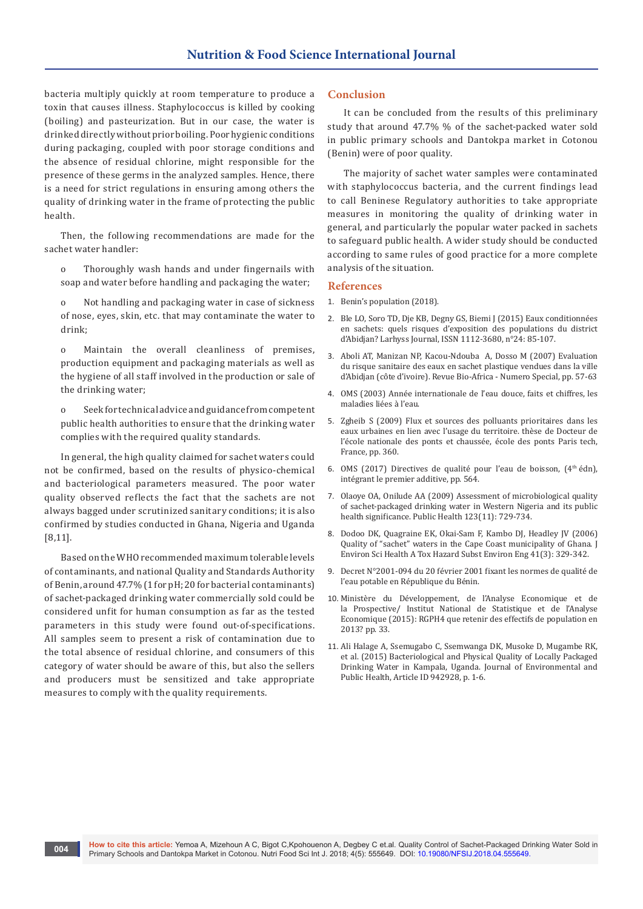bacteria multiply quickly at room temperature to produce a toxin that causes illness. Staphylococcus is killed by cooking (boiling) and pasteurization. But in our case, the water is drinked directly without prior boiling. Poor hygienic conditions during packaging, coupled with poor storage conditions and the absence of residual chlorine, might responsible for the presence of these germs in the analyzed samples. Hence, there is a need for strict regulations in ensuring among others the quality of drinking water in the frame of protecting the public health.

Then, the following recommendations are made for the sachet water handler:

- Thoroughly wash hands and under fingernails with soap and water before handling and packaging the water;
- Not handling and packaging water in case of sickness of nose, eyes, skin, etc. that may contaminate the water to drink;
- Maintain the overall cleanliness of premises, production equipment and packaging materials as well as the hygiene of all staff involved in the production or sale of the drinking water;
- Seek for technical advice and guidance from competent public health authorities to ensure that the drinking water complies with the required quality standards.

In general, the high quality claimed for sachet waters could not be confirmed, based on the results of physico-chemical and bacteriological parameters measured. The poor water quality observed reflects the fact that the sachets are not always bagged under scrutinized sanitary conditions; it is also confirmed by studies conducted in Ghana, Nigeria and Uganda [8,11].

Based on the WHO recommended maximum tolerable levels of contaminants, and national Quality and Standards Authority of Benin, around 47.7% (1 for pH; 20 for bacterial contaminants) of sachet-packaged drinking water commercially sold could be considered unfit for human consumption as far as the tested parameters in this study were found out-of-specifications. All samples seem to present a risk of contamination due to the total absence of residual chlorine, and consumers of this category of water should be aware of this, but also the sellers and producers must be sensitized and take appropriate measures to comply with the quality requirements.

## Conclusion

It can be concluded from the results of this preliminary study that around 47.7% % of the sachet-packed water sold in public primary schools and Dantokpa market in Cotonou (Benin) were of poor quality.

The majority of sachet water samples were contaminated with staphylococcus bacteria, and the current findings lead to call Beninese Regulatory authorities to take appropriate measures in monitoring the quality of drinking water in general, and particularly the popular water packed in sachets to safeguard public health. A wider study should be conducted according to same rules of good practice for a more complete analysis of the situation.

## References

1. Benin's population (2018).
2. Ble LO, Soro TD, Dje KB, Degny GS, Biemi J (2015) Eaux conditionnées en sachets: quels risques d'exposition des populations du district d'Abidjan? Larhyss Journal, ISSN 1112-3680, n°24: 85-107.
3. Aboli AT, Manizan NP, Kacou-Ndouba A, Dosso M (2007) Evaluation du risque sanitaire des eaux en sachet plastique vendues dans la ville d'Abidjan (côte d'ivoire). Revue Bio-Africa - Numero Special, pp. 57-63
4. OMS (2003) Année internationale de l'eau douce, faits et chiffres, les maladies liées à l'eau.
5. Zgheib S (2009) Flux et sources des polluants prioritaires dans les eaux urbaines en lien avec l'usage du territoire. thèse de Docteur de l'école nationale des ponts et chaussée, école des ponts Paris tech, France, pp. 360.
6. OMS (2017) Directives de qualité pour l'eau de boisson, (4th édn), intégrant le premier additive, pp. 564.
7. Olaoye OA, Onilude AA (2009) Assessment of microbiological quality of sachet-packaged drinking water in Western Nigeria and its public health significance. Public Health 123(11): 729-734.
8. Dodoo DK, Quagraine EK, Okai-Sam F, Kambo DJ, Headley JV (2006) Quality of "sachet" waters in the Cape Coast municipality of Ghana. J Environ Sci Health A Tox Hazard Subst Environ Eng 41(3): 329-342.
9. Decret N°2001-094 du 20 février 2001 fixant les normes de qualité de l'eau potable en République du Bénin.
10. Ministère du Développement, de l'Analyse Economique et de la Prospective/ Institut National de Statistique et de l'Analyse Economique (2015): RGPH4 que retenir des effectifs de population en 2013? pp. 33.
11. Ali Halage A, Ssemugabo C, Ssemwanga DK, Musoke D, Mugambe RK, et al. (2015) Bacteriological and Physical Quality of Locally Packaged Drinking Water in Kampala, Uganda. Journal of Environmental and Public Health, Article ID 942928, p. 1-6.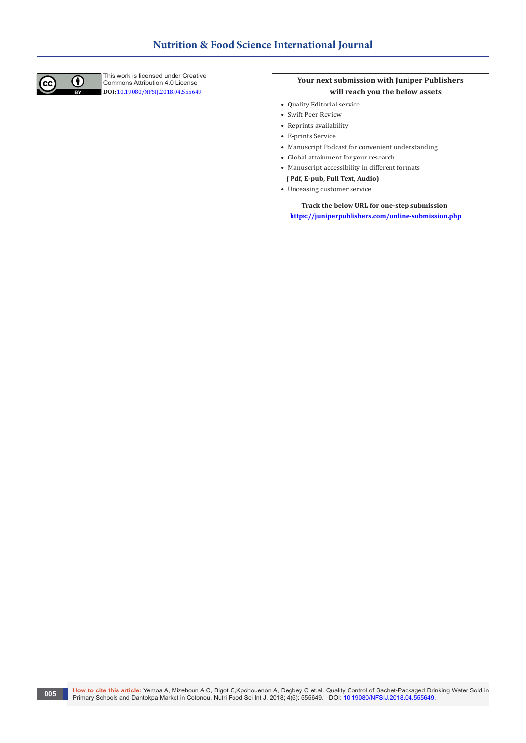This work is licensed under Creative Commons Attribution 4.0 License
**DOI:** 10.19080/NFSIJ.2018.04.555649

**Your next submission with Juniper Publishers will reach you the below assets**

- Quality Editorial service
- Swift Peer Review
- Reprints availability
- E-prints Service
- Manuscript Podcast for convenient understanding
- Global attainment for your research
- Manuscript accessibility in different formats
  **( Pdf, E-pub, Full Text, Audio)**
- Unceasing customer service

**Track the below URL for one-step submission**
**https://juniperpublishers.com/online-submission.php**

**How to cite this article:** Yemoa A, Mizehoun A C, Bigot C,Kpohouenon A, Degbey C et.al. Quality Control of Sachet-Packaged Drinking Water Sold in Primary Schools and Dantokpa Market in Cotonou. Nutri Food Sci Int J. 2018; 4(5): 555649. DOI: 10.19080/NFSIJ.2018.04.555649.